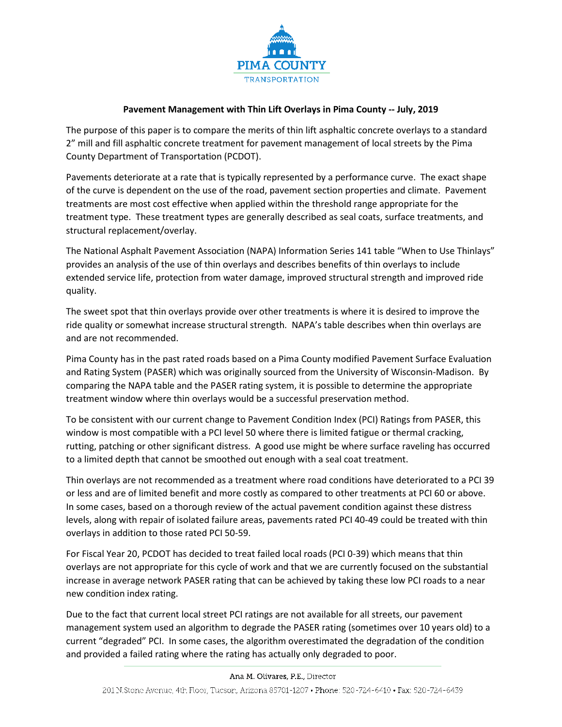PIMA COUNTY

TRANSPORTATION

**Pavement Management with Thin Lift Overlays in Pima County -- July, 2019**

The purpose of this paper is to compare the merits of thin lift asphaltic concrete overlays to a standard 2" mill and fill asphaltic concrete treatment for pavement management of local streets by the Pima County Department of Transportation (PCDOT).

Pavements deteriorate at a rate that is typically represented by a performance curve. The exact shape of the curve is dependent on the use of the road, pavement section properties and climate. Pavement treatments are most cost effective when applied within the threshold range appropriate for the treatment type. These treatment types are generally described as seal coats, surface treatments, and structural replacement/overlay.

The National Asphalt Pavement Association (NAPA) Information Series 141 table "When to Use Thinlays" provides an analysis of the use of thin overlays and describes benefits of thin overlays to include extended service life, protection from water damage, improved structural strength and improved ride quality.

The sweet spot that thin overlays provide over other treatments is where it is desired to improve the ride quality or somewhat increase structural strength. NAPA's table describes when thin overlays are and are not recommended.

Pima County has in the past rated roads based on a Pima County modified Pavement Surface Evaluation and Rating System (PASER) which was originally sourced from the University of Wisconsin-Madison. By comparing the NAPA table and the PASER rating system, it is possible to determine the appropriate treatment window where thin overlays would be a successful preservation method.

To be consistent with our current change to Pavement Condition Index (PCI) Ratings from PASER, this window is most compatible with a PCI level 50 where there is limited fatigue or thermal cracking, rutting, patching or other significant distress. A good use might be where surface raveling has occurred to a limited depth that cannot be smoothed out enough with a seal coat treatment.

Thin overlays are not recommended as a treatment where road conditions have deteriorated to a PCI 39 or less and are of limited benefit and more costly as compared to other treatments at PCI 60 or above. In some cases, based on a thorough review of the actual pavement condition against these distress levels, along with repair of isolated failure areas, pavements rated PCI 40-49 could be treated with thin overlays in addition to those rated PCI 50-59.

For Fiscal Year 20, PCDOT has decided to treat failed local roads (PCI 0-39) which means that thin overlays are not appropriate for this cycle of work and that we are currently focused on the substantial increase in average network PASER rating that can be achieved by taking these low PCI roads to a near new condition index rating.

Due to the fact that current local street PCI ratings are not available for all streets, our pavement management system used an algorithm to degrade the PASER rating (sometimes over 10 years old) to a current "degraded" PCI. In some cases, the algorithm overestimated the degradation of the condition and provided a failed rating where the rating has actually only degraded to poor.

Ana M. Olivares, P.E., Director

201 N.Stone Avenue, 4th Floor, Tucson, Arizona 85701-1207 • Phone: 520-724-6410 • Fax: 520-724-6439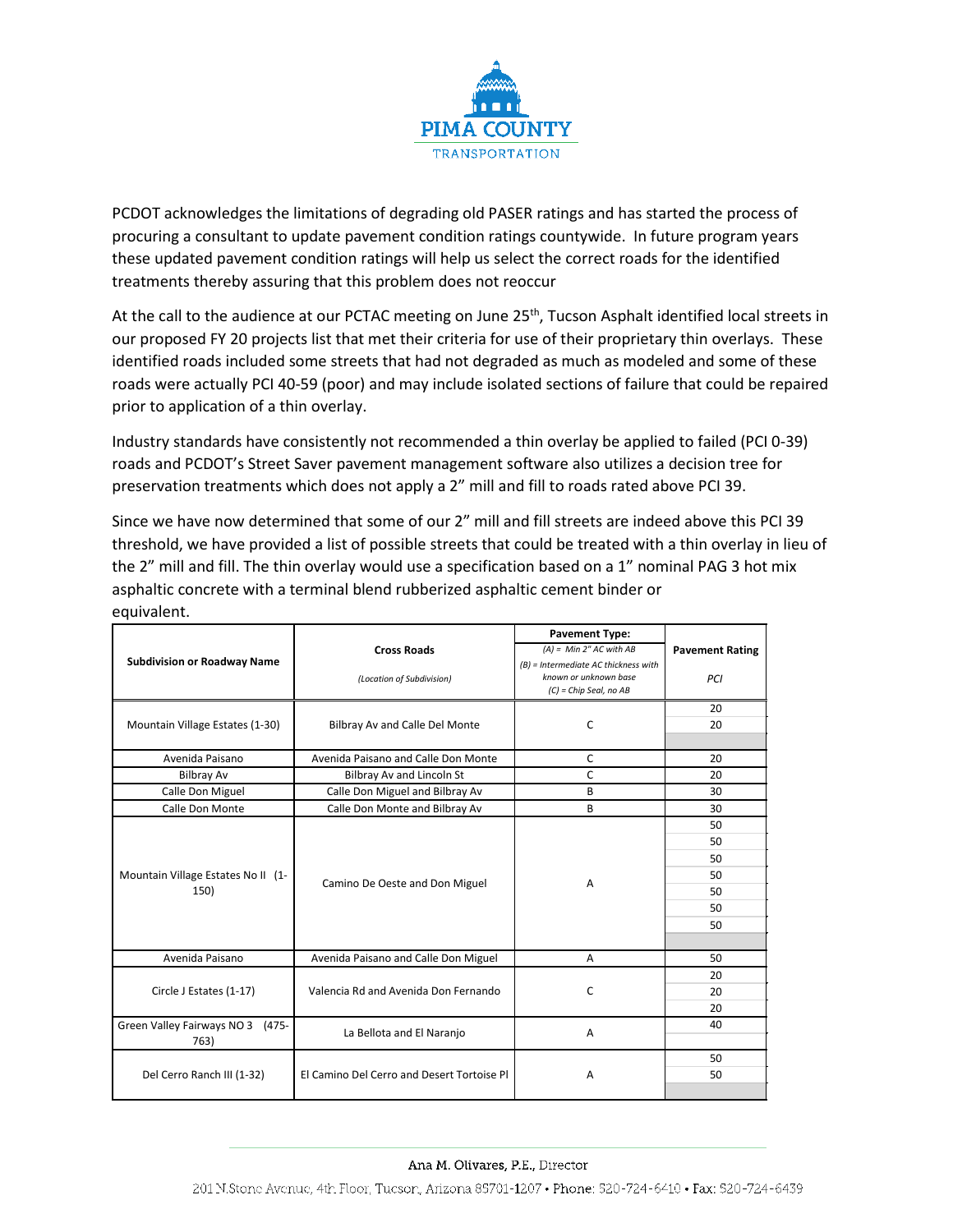PCDOT acknowledges the limitations of degrading old PASER ratings and has started the process of procuring a consultant to update pavement condition ratings countywide. In future program years these updated pavement condition ratings will help us select the correct roads for the identified treatments thereby assuring that this problem does not reoccur

At the call to the audience at our PCTAC meeting on June 25th, Tucson Asphalt identified local streets in our proposed FY 20 projects list that met their criteria for use of their proprietary thin overlays. These identified roads included some streets that had not degraded as much as modeled and some of these roads were actually PCI 40-59 (poor) and may include isolated sections of failure that could be repaired prior to application of a thin overlay.

Industry standards have consistently not recommended a thin overlay be applied to failed (PCI 0-39) roads and PCDOT's Street Saver pavement management software also utilizes a decision tree for preservation treatments which does not apply a 2" mill and fill to roads rated above PCI 39.

Since we have now determined that some of our 2" mill and fill streets are indeed above this PCI 39 threshold, we have provided a list of possible streets that could be treated with a thin overlay in lieu of the 2" mill and fill. The thin overlay would use a specification based on a 1" nominal PAG 3 hot mix asphaltic concrete with a terminal blend rubberized asphaltic cement binder or equivalent.

| Subdivision or Roadway Name | Cross Roads<br>*(Location of Subdivision)* | Pavement Type:<br>*(A) = Min 2" AC with AB*<br>*(B) = Intermediate AC thickness with known or unknown base*<br>*(C) = Chip Seal, no AB* | Pavement Rating<br>*PCI* |
|---|---|---|---|
| Mountain Village Estates (1-30) | Bilbray Av and Calle Del Monte | C | 20 |
| | | | 20 |
| | | | |
| Avenida Paisano | Avenida Paisano and Calle Don Monte | C | 20 |
| Bilbray Av | Bilbray Av and Lincoln St | C | 20 |
| Calle Don Miguel | Calle Don Miguel and Bilbray Av | B | 30 |
| Calle Don Monte | Calle Don Monte and Bilbray Av | B | 30 |
| Mountain Village Estates No II (1-150) | Camino De Oeste and Don Miguel | A | 50 |
| | | | 50 |
| | | | 50 |
| | | | 50 |
| | | | 50 |
| | | | 50 |
| | | | 50 |
| | | | |
| Avenida Paisano | Avenida Paisano and Calle Don Miguel | A | 50 |
| Circle J Estates (1-17) | Valencia Rd and Avenida Don Fernando | C | 20 |
| | | | 20 |
| | | | 20 |
| Green Valley Fairways NO 3 (475-763) | La Bellota and El Naranjo | A | 40 |
| | | | |
| Del Cerro Ranch III (1-32) | El Camino Del Cerro and Desert Tortoise Pl | A | 50 |
| | | | 50 |
| | | | |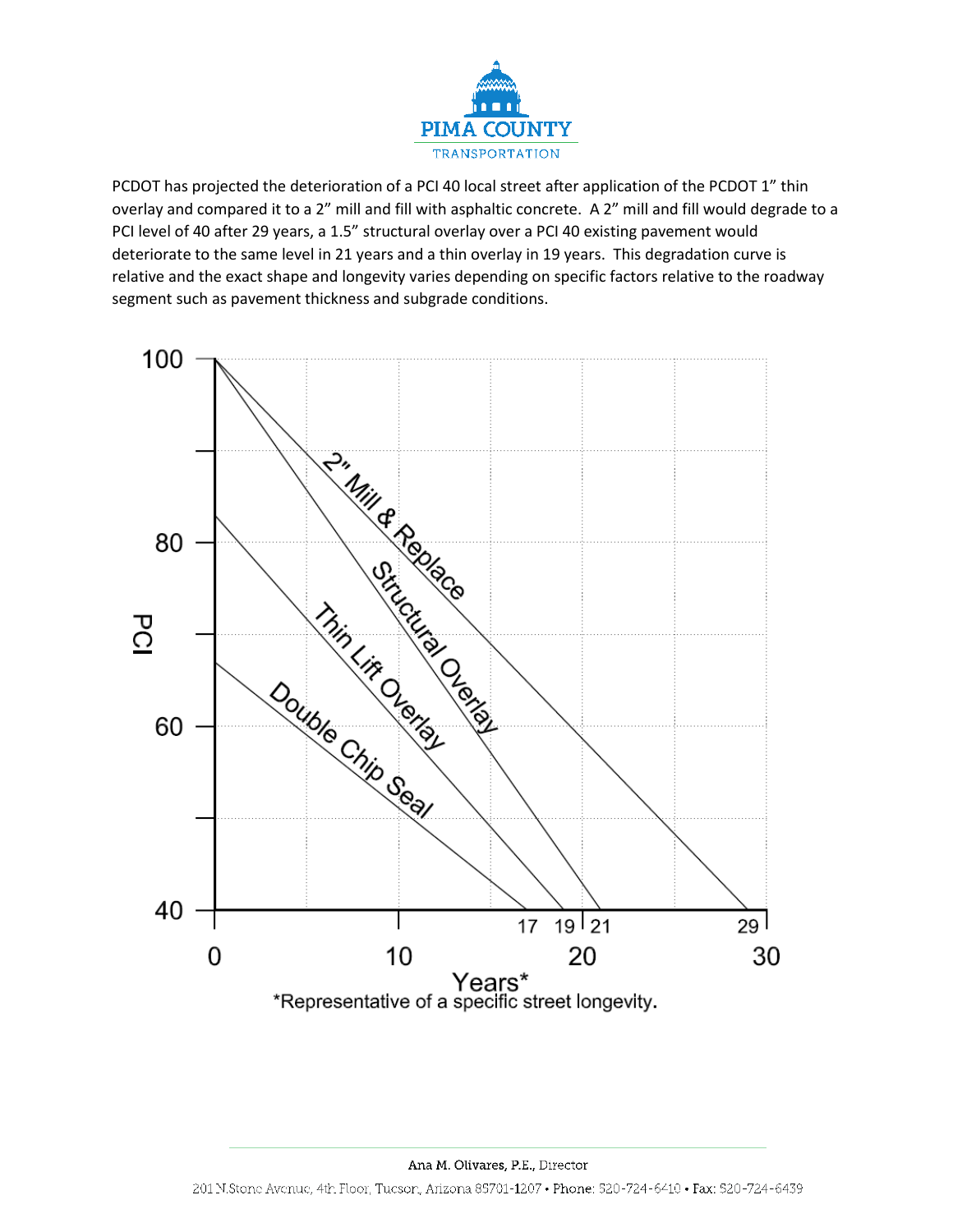PCDOT has projected the deterioration of a PCI 40 local street after application of the PCDOT 1" thin overlay and compared it to a 2" mill and fill with asphaltic concrete. A 2" mill and fill would degrade to a PCI level of 40 after 29 years, a 1.5" structural overlay over a PCI 40 existing pavement would deteriorate to the same level in 21 years and a thin overlay in 19 years. This degradation curve is relative and the exact shape and longevity varies depending on specific factors relative to the roadway segment such as pavement thickness and subgrade conditions.

*Representative of a specific street longevity.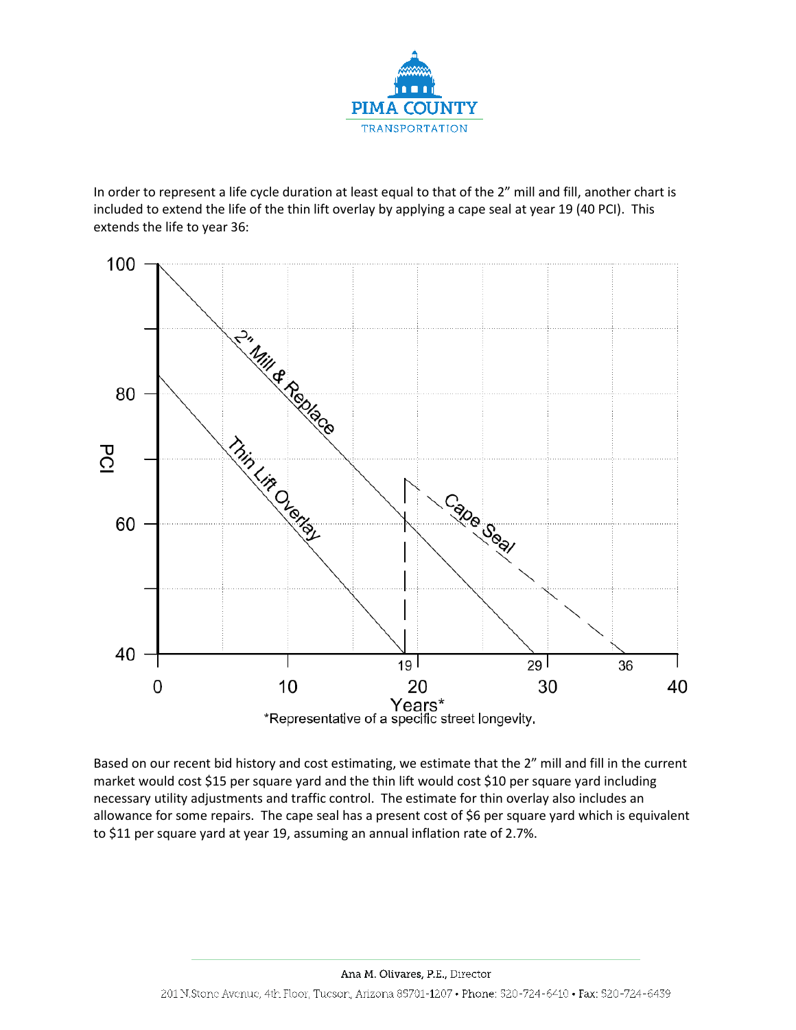In order to represent a life cycle duration at least equal to that of the 2" mill and fill, another chart is included to extend the life of the thin lift overlay by applying a cape seal at year 19 (40 PCI). This extends the life to year 36:

*Representative of a specific street longevity.

Based on our recent bid history and cost estimating, we estimate that the 2" mill and fill in the current market would cost $15 per square yard and the thin lift would cost $10 per square yard including necessary utility adjustments and traffic control. The estimate for thin overlay also includes an allowance for some repairs. The cape seal has a present cost of $6 per square yard which is equivalent to $11 per square yard at year 19, assuming an annual inflation rate of 2.7%.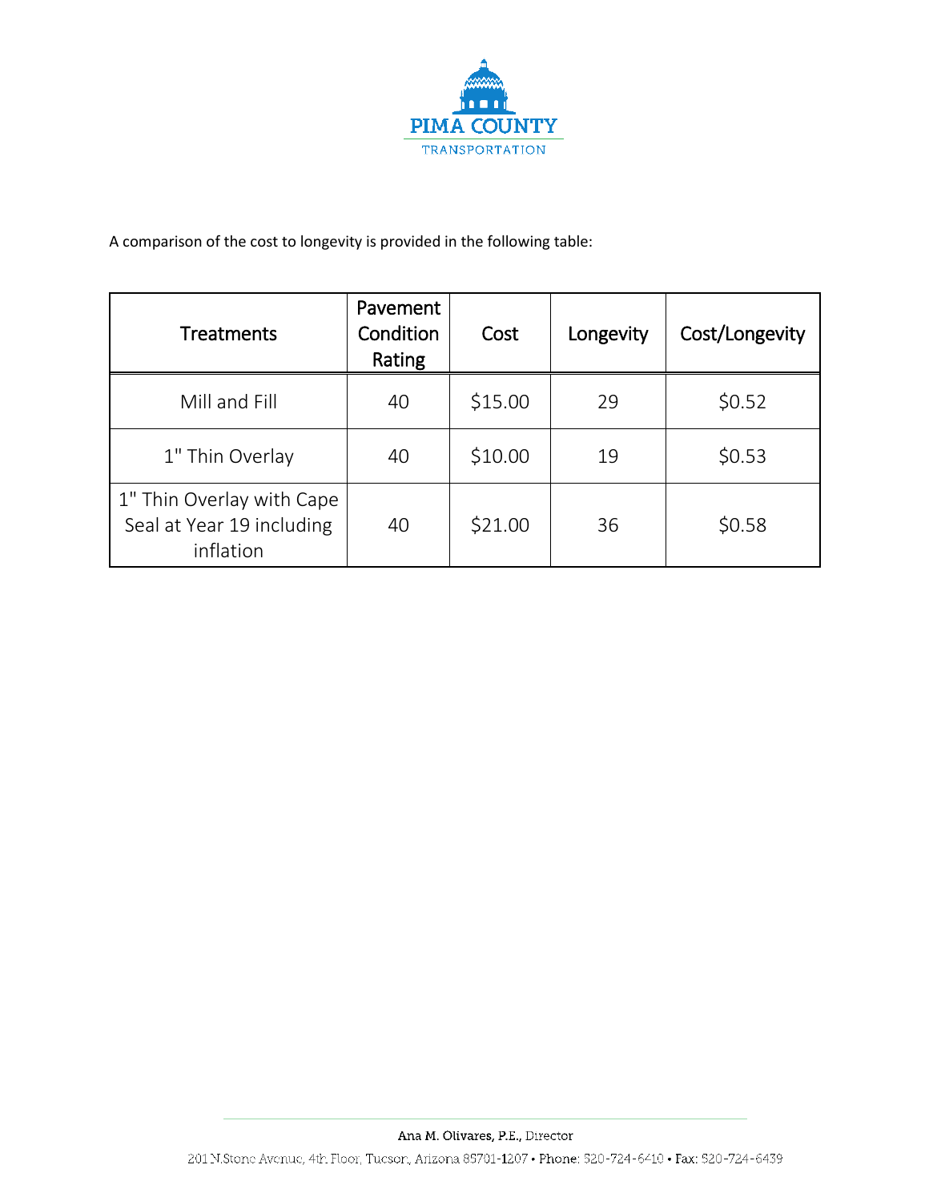A comparison of the cost to longevity is provided in the following table:

| Treatments | Pavement Condition Rating | Cost | Longevity | Cost/Longevity |
|---|---|---|---|---|
| Mill and Fill | 40 | $15.00 | 29 | $0.52 |
| 1" Thin Overlay | 40 | $10.00 | 19 | $0.53 |
| 1" Thin Overlay with Cape Seal at Year 19 including inflation | 40 | $21.00 | 36 | $0.58 |